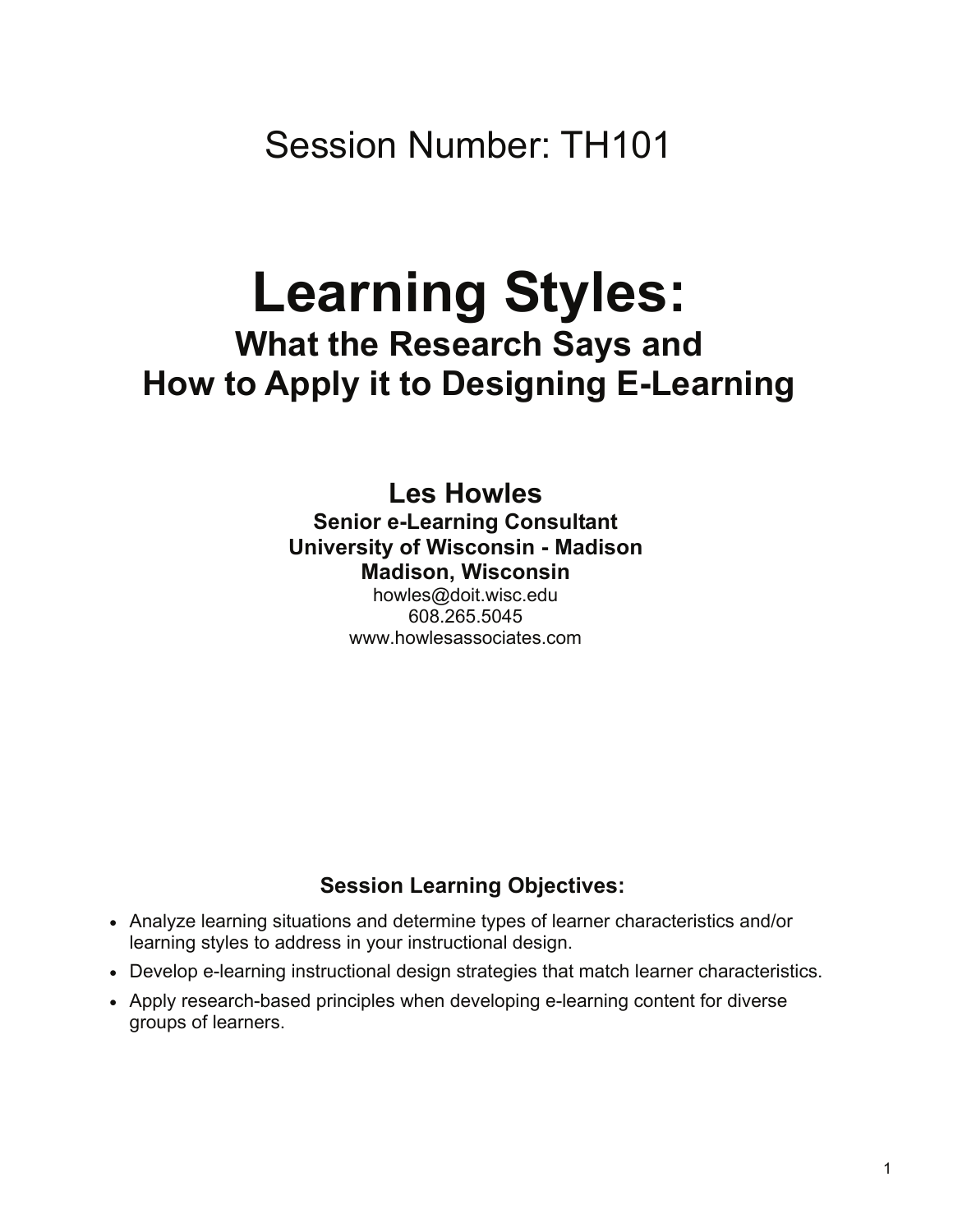Session Number: TH101

# Learning Styles:

## What the Research Says and How to Apply it to Designing E-Learning

**Les Howles**
**Senior e-Learning Consultant**
**University of Wisconsin - Madison**
**Madison, Wisconsin**
howles@doit.wisc.edu
608.265.5045
www.howlesassociates.com

### Session Learning Objectives:

- Analyze learning situations and determine types of learner characteristics and/or learning styles to address in your instructional design.
- Develop e-learning instructional design strategies that match learner characteristics.
- Apply research-based principles when developing e-learning content for diverse groups of learners.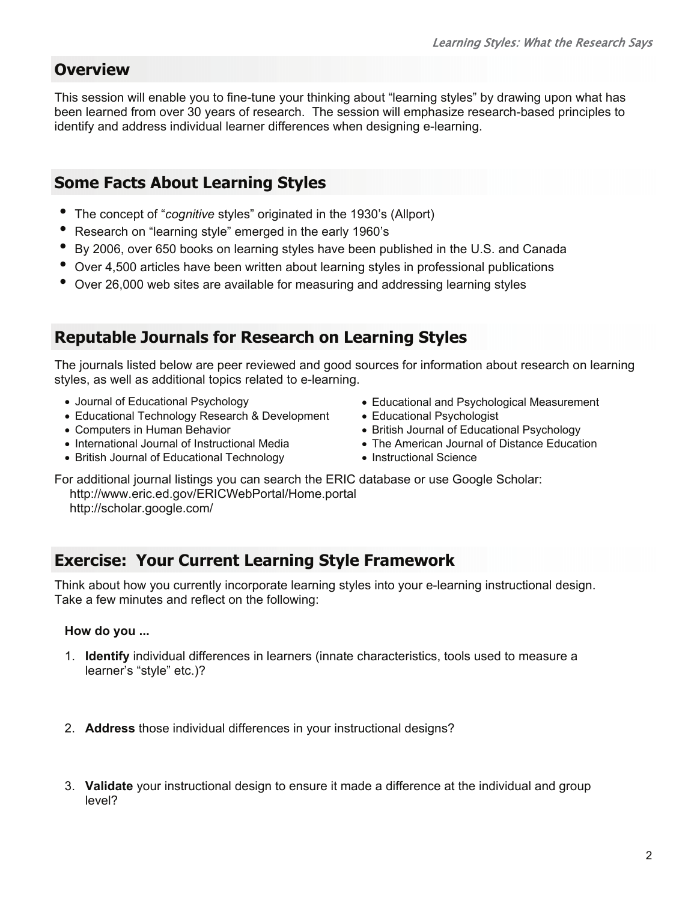## Overview

This session will enable you to fine-tune your thinking about "learning styles" by drawing upon what has been learned from over 30 years of research. The session will emphasize research-based principles to identify and address individual learner differences when designing e-learning.

## Some Facts About Learning Styles

- The concept of "*cognitive* styles" originated in the 1930's (Allport)
- Research on "learning style" emerged in the early 1960's
- By 2006, over 650 books on learning styles have been published in the U.S. and Canada
- Over 4,500 articles have been written about learning styles in professional publications
- Over 26,000 web sites are available for measuring and addressing learning styles

## Reputable Journals for Research on Learning Styles

The journals listed below are peer reviewed and good sources for information about research on learning styles, as well as additional topics related to e-learning.

- Journal of Educational Psychology
- Educational Technology Research & Development
- Computers in Human Behavior
- International Journal of Instructional Media
- British Journal of Educational Technology
- Educational and Psychological Measurement
- Educational Psychologist
- British Journal of Educational Psychology
- The American Journal of Distance Education
- Instructional Science

For additional journal listings you can search the ERIC database or use Google Scholar:
http://www.eric.ed.gov/ERICWebPortal/Home.portal
http://scholar.google.com/

## Exercise: Your Current Learning Style Framework

Think about how you currently incorporate learning styles into your e-learning instructional design. Take a few minutes and reflect on the following:

**How do you ...**

1. **Identify** individual differences in learners (innate characteristics, tools used to measure a learner's "style" etc.)?

2. **Address** those individual differences in your instructional designs?

3. **Validate** your instructional design to ensure it made a difference at the individual and group level?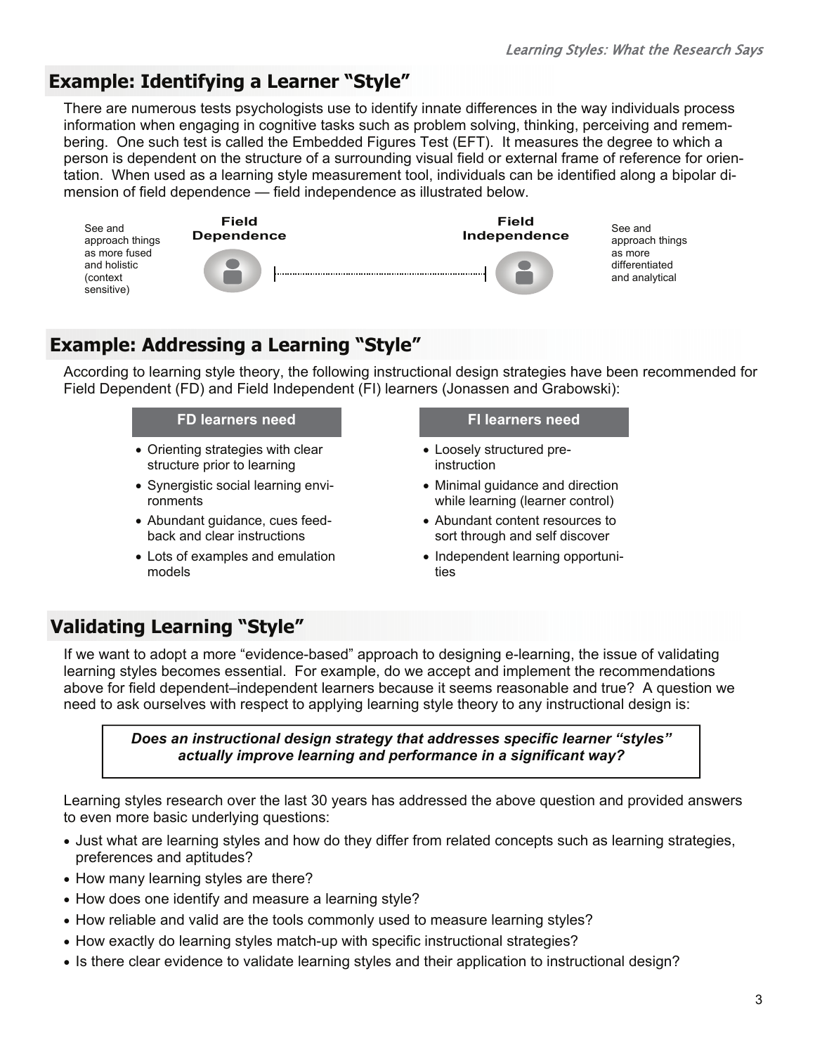## Example: Identifying a Learner "Style"

There are numerous tests psychologists use to identify innate differences in the way individuals process information when engaging in cognitive tasks such as problem solving, thinking, perceiving and remembering. One such test is called the Embedded Figures Test (EFT). It measures the degree to which a person is dependent on the structure of a surrounding visual field or external frame of reference for orientation. When used as a learning style measurement tool, individuals can be identified along a bipolar dimension of field dependence — field independence as illustrated below.

| See and approach things as more fused and holistic (context sensitive) | **Field Dependence** | ←——→ | **Field Independence** | See and approach things as more differentiated and analytical |
|---|---|---|---|---|

## Example: Addressing a Learning "Style"

According to learning style theory, the following instructional design strategies have been recommended for Field Dependent (FD) and Field Independent (FI) learners (Jonassen and Grabowski):

**FD learners need**

- Orienting strategies with clear structure prior to learning
- Synergistic social learning environments
- Abundant guidance, cues feedback and clear instructions
- Lots of examples and emulation models

**FI learners need**

- Loosely structured pre-instruction
- Minimal guidance and direction while learning (learner control)
- Abundant content resources to sort through and self discover
- Independent learning opportunities

## Validating Learning "Style"

If we want to adopt a more "evidence-based" approach to designing e-learning, the issue of validating learning styles becomes essential. For example, do we accept and implement the recommendations above for field dependent–independent learners because it seems reasonable and true? A question we need to ask ourselves with respect to applying learning style theory to any instructional design is:

> ***Does an instructional design strategy that addresses specific learner "styles" actually improve learning and performance in a significant way?***

Learning styles research over the last 30 years has addressed the above question and provided answers to even more basic underlying questions:

- Just what are learning styles and how do they differ from related concepts such as learning strategies, preferences and aptitudes?
- How many learning styles are there?
- How does one identify and measure a learning style?
- How reliable and valid are the tools commonly used to measure learning styles?
- How exactly do learning styles match-up with specific instructional strategies?
- Is there clear evidence to validate learning styles and their application to instructional design?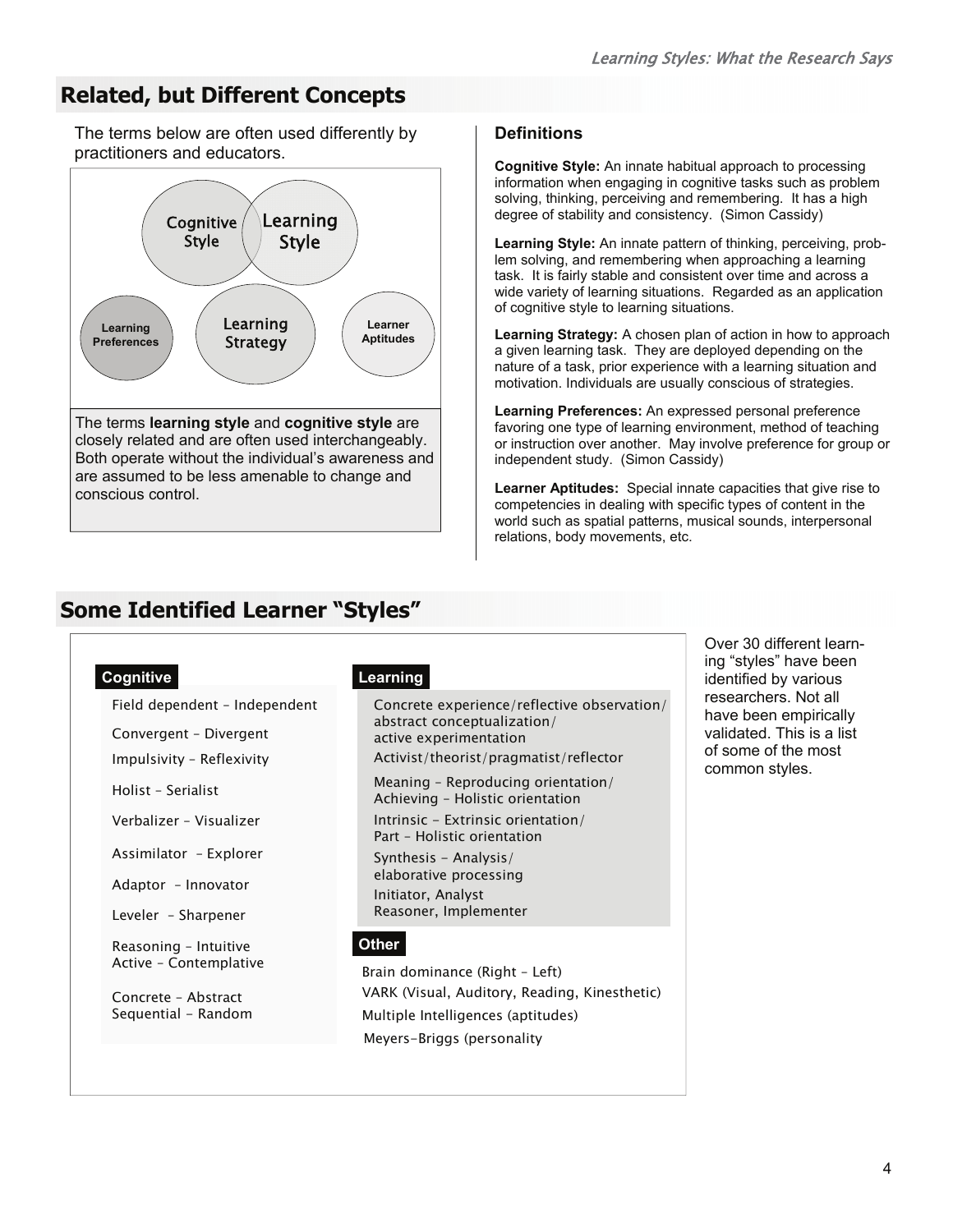## Related, but Different Concepts

The terms below are often used differently by practitioners and educators.

Cognitive Style | Learning Style | Learning Preferences | Learning Strategy | Learner Aptitudes

The terms **learning style** and **cognitive style** are closely related and are often used interchangeably. Both operate without the individual's awareness and are assumed to be less amenable to change and conscious control.

### Definitions

**Cognitive Style:** An innate habitual approach to processing information when engaging in cognitive tasks such as problem solving, thinking, perceiving and remembering. It has a high degree of stability and consistency. (Simon Cassidy)

**Learning Style:** An innate pattern of thinking, perceiving, problem solving, and remembering when approaching a learning task. It is fairly stable and consistent over time and across a wide variety of learning situations. Regarded as an application of cognitive style to learning situations.

**Learning Strategy:** A chosen plan of action in how to approach a given learning task. They are deployed depending on the nature of a task, prior experience with a learning situation and motivation. Individuals are usually conscious of strategies.

**Learning Preferences:** An expressed personal preference favoring one type of learning environment, method of teaching or instruction over another. May involve preference for group or independent study. (Simon Cassidy)

**Learner Aptitudes:** Special innate capacities that give rise to competencies in dealing with specific types of content in the world such as spatial patterns, musical sounds, interpersonal relations, body movements, etc.

## Some Identified Learner "Styles"

**Cognitive**

- Field dependent – Independent
- Convergent – Divergent
- Impulsivity – Reflexivity
- Holist – Serialist
- Verbalizer – Visualizer
- Assimilator – Explorer
- Adaptor – Innovator
- Leveler – Sharpener
- Reasoning – Intuitive
- Active – Contemplative
- Concrete – Abstract
- Sequential – Random

**Learning**

- Concrete experience/reflective observation/abstract conceptualization/active experimentation
- Activist/theorist/pragmatist/reflector
- Meaning – Reproducing orientation/Achieving – Holistic orientation
- Intrinsic – Extrinsic orientation/Part – Holistic orientation
- Synthesis – Analysis/elaborative processing
- Initiator, Analyst Reasoner, Implementer

**Other**

- Brain dominance (Right – Left)
- VARK (Visual, Auditory, Reading, Kinesthetic)
- Multiple Intelligences (aptitudes)
- Meyers-Briggs (personality

Over 30 different learning "styles" have been identified by various researchers. Not all have been empirically validated. This is a list of some of the most common styles.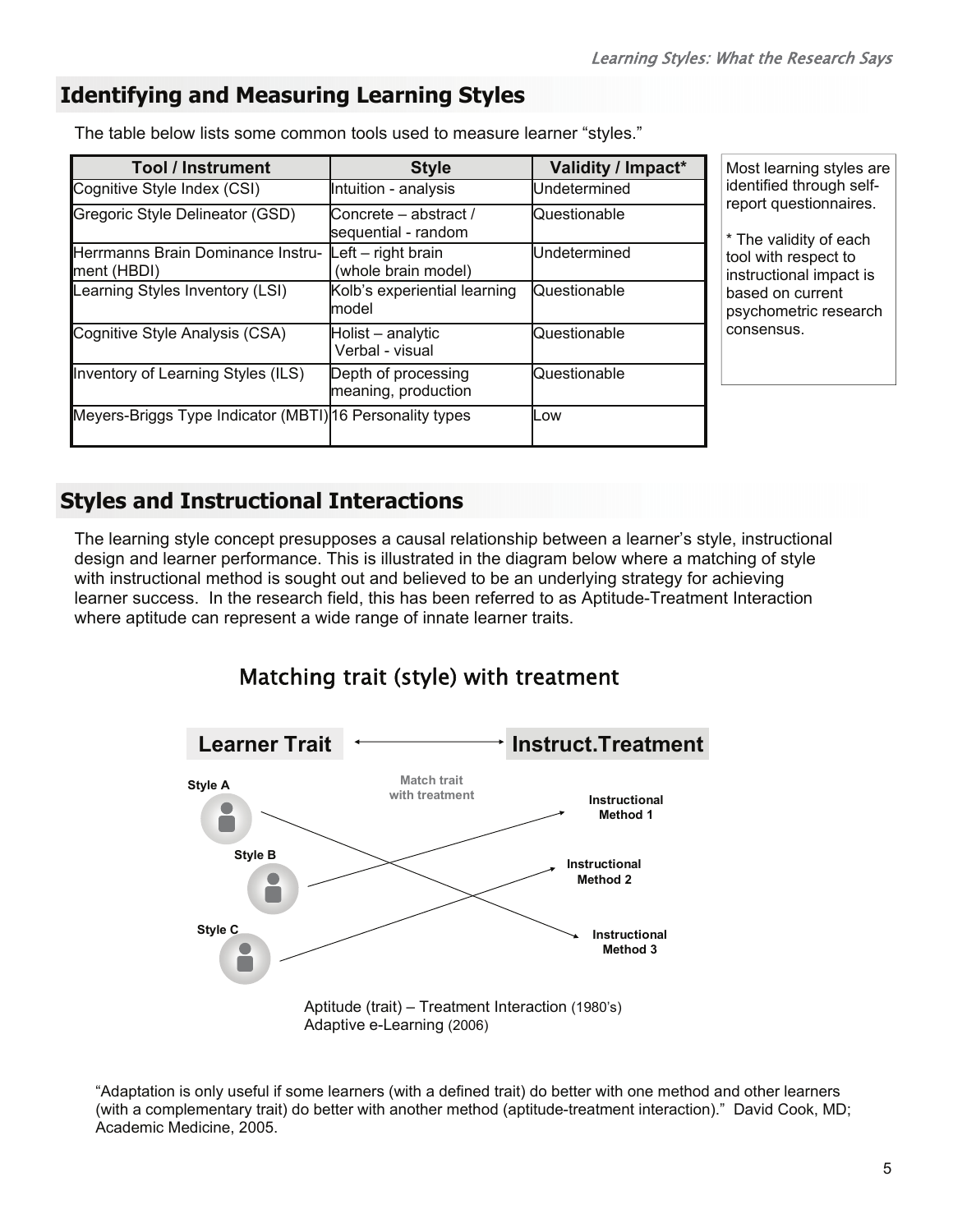## Identifying and Measuring Learning Styles

The table below lists some common tools used to measure learner "styles."

| Tool / Instrument | Style | Validity / Impact* |
|---|---|---|
| Cognitive Style Index (CSI) | Intuition - analysis | Undetermined |
| Gregoric Style Delineator (GSD) | Concrete – abstract / sequential - random | Questionable |
| Herrmanns Brain Dominance Instrument (HBDI) | Left – right brain (whole brain model) | Undetermined |
| Learning Styles Inventory (LSI) | Kolb's experiential learning model | Questionable |
| Cognitive Style Analysis (CSA) | Holist – analytic Verbal - visual | Questionable |
| Inventory of Learning Styles (ILS) | Depth of processing meaning, production | Questionable |
| Meyers-Briggs Type Indicator (MBTI) | 16 Personality types | Low |

Most learning styles are identified through self-report questionnaires.

* The validity of each tool with respect to instructional impact is based on current psychometric research consensus.

## Styles and Instructional Interactions

The learning style concept presupposes a causal relationship between a learner's style, instructional design and learner performance. This is illustrated in the diagram below where a matching of style with instructional method is sought out and believed to be an underlying strategy for achieving learner success. In the research field, this has been referred to as Aptitude-Treatment Interaction where aptitude can represent a wide range of innate learner traits.

### Matching trait (style) with treatment

**Learner Trait** ⟷ **Instruct.Treatment**

Match trait with treatment

- Style A → Instructional Method 3
- Style B → Instructional Method 1
- Style C → Instructional Method 2

Aptitude (trait) – Treatment Interaction (1980's)
Adaptive e-Learning (2006)

"Adaptation is only useful if some learners (with a defined trait) do better with one method and other learners (with a complementary trait) do better with another method (aptitude-treatment interaction)." David Cook, MD; Academic Medicine, 2005.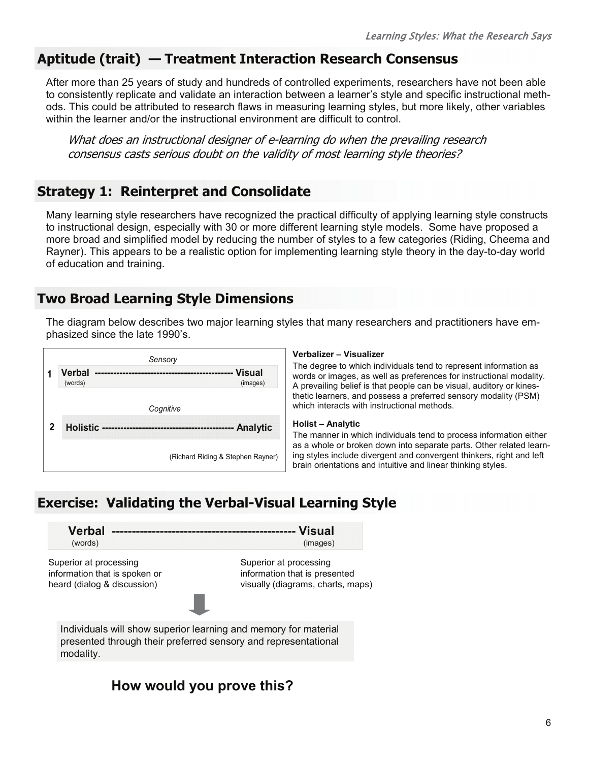## Aptitude (trait) — Treatment Interaction Research Consensus

After more than 25 years of study and hundreds of controlled experiments, researchers have not been able to consistently replicate and validate an interaction between a learner's style and specific instructional methods. This could be attributed to research flaws in measuring learning styles, but more likely, other variables within the learner and/or the instructional environment are difficult to control.

*What does an instructional designer of e-learning do when the prevailing research consensus casts serious doubt on the validity of most learning style theories?*

## Strategy 1: Reinterpret and Consolidate

Many learning style researchers have recognized the practical difficulty of applying learning style constructs to instructional design, especially with 30 or more different learning style models. Some have proposed a more broad and simplified model by reducing the number of styles to a few categories (Riding, Cheema and Rayner). This appears to be a realistic option for implementing learning style theory in the day-to-day world of education and training.

## Two Broad Learning Style Dimensions

The diagram below describes two major learning styles that many researchers and practitioners have emphasized since the late 1990's.

*Sensory*

**1 Verbal -------------------------------------------- Visual**
(words) (images)

*Cognitive*

**2 Holistic ----------------------------------------- Analytic**

(Richard Riding & Stephen Rayner)

**Verbalizer – Visualizer**

The degree to which individuals tend to represent information as words or images, as well as preferences for instructional modality. A prevailing belief is that people can be visual, auditory or kinesthetic learners, and possess a preferred sensory modality (PSM) which interacts with instructional methods.

**Holist – Analytic**

The manner in which individuals tend to process information either as a whole or broken down into separate parts. Other related learning styles include divergent and convergent thinkers, right and left brain orientations and intuitive and linear thinking styles.

## Exercise: Validating the Verbal-Visual Learning Style

**Verbal --------------------------------------------- Visual**
(words) (images)

Superior at processing information that is spoken or heard (dialog & discussion)

Superior at processing information that is presented visually (diagrams, charts, maps)

Individuals will show superior learning and memory for material presented through their preferred sensory and representational modality.

### How would you prove this?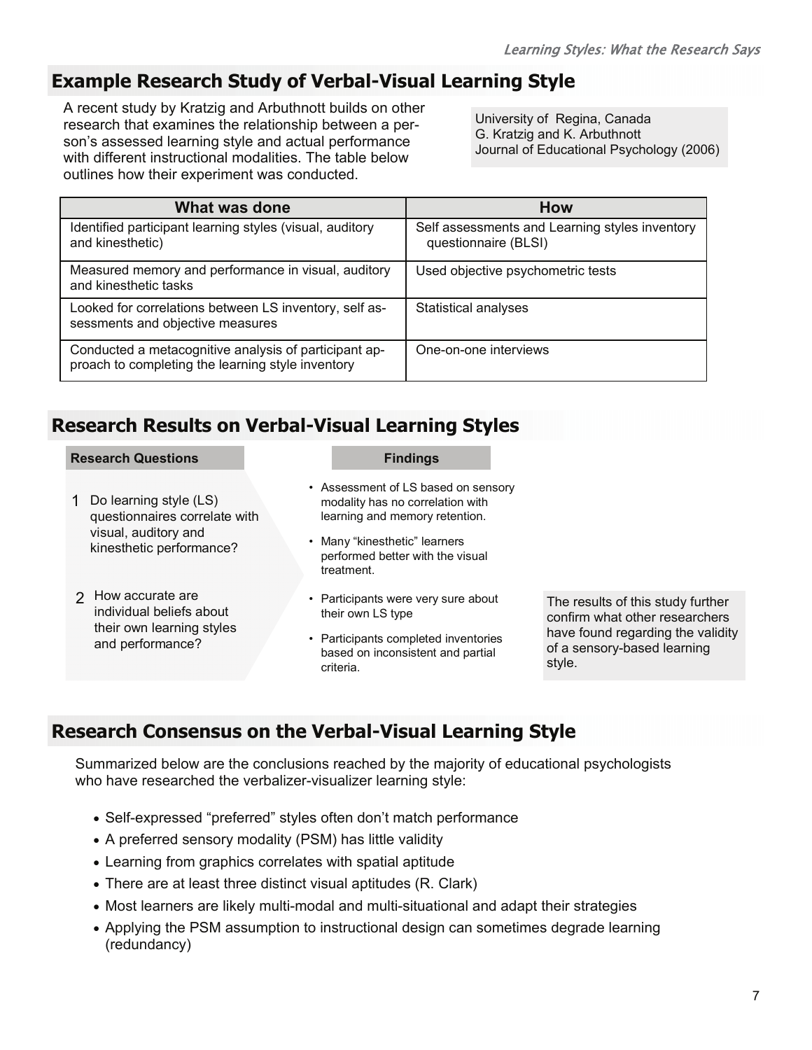## Example Research Study of Verbal-Visual Learning Style

A recent study by Kratzig and Arbuthnott builds on other research that examines the relationship between a person's assessed learning style and actual performance with different instructional modalities. The table below outlines how their experiment was conducted.

University of Regina, Canada
G. Kratzig and K. Arbuthnott
Journal of Educational Psychology (2006)

| What was done | How |
|---|---|
| Identified participant learning styles (visual, auditory and kinesthetic) | Self assessments and Learning styles inventory questionnaire (BLSI) |
| Measured memory and performance in visual, auditory and kinesthetic tasks | Used objective psychometric tests |
| Looked for correlations between LS inventory, self assessments and objective measures | Statistical analyses |
| Conducted a metacognitive analysis of participant approach to completing the learning style inventory | One-on-one interviews |

## Research Results on Verbal-Visual Learning Styles

| Research Questions | Findings |
|---|---|
| 1 Do learning style (LS) questionnaires correlate with visual, auditory and kinesthetic performance? | • Assessment of LS based on sensory modality has no correlation with learning and memory retention.<br>• Many "kinesthetic" learners performed better with the visual treatment. |
| 2 How accurate are individual beliefs about their own learning styles and performance? | • Participants were very sure about their own LS type<br>• Participants completed inventories based on inconsistent and partial criteria. |

The results of this study further confirm what other researchers have found regarding the validity of a sensory-based learning style.

## Research Consensus on the Verbal-Visual Learning Style

Summarized below are the conclusions reached by the majority of educational psychologists who have researched the verbalizer-visualizer learning style:

- Self-expressed "preferred" styles often don't match performance
- A preferred sensory modality (PSM) has little validity
- Learning from graphics correlates with spatial aptitude
- There are at least three distinct visual aptitudes (R. Clark)
- Most learners are likely multi-modal and multi-situational and adapt their strategies
- Applying the PSM assumption to instructional design can sometimes degrade learning (redundancy)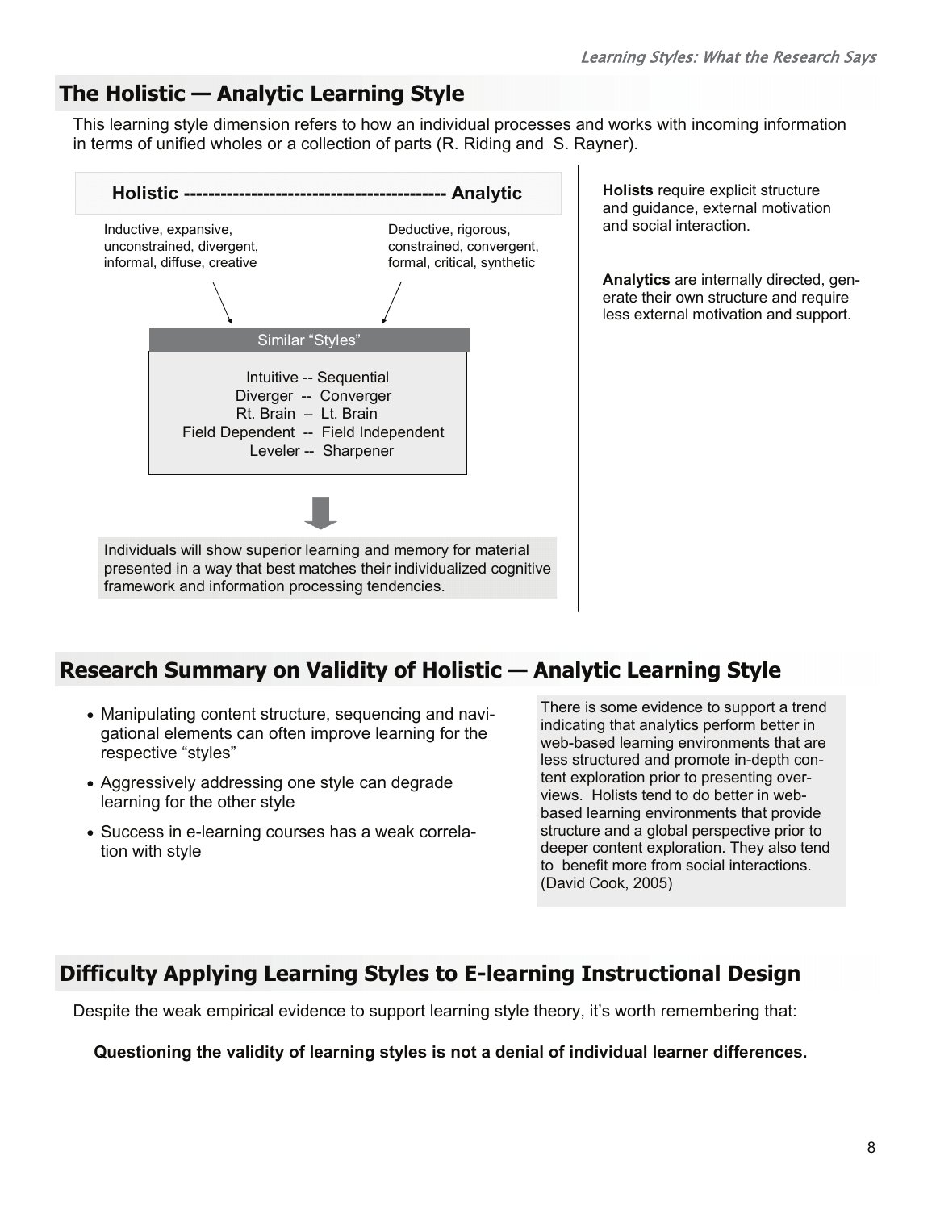## The Holistic — Analytic Learning Style

This learning style dimension refers to how an individual processes and works with incoming information in terms of unified wholes or a collection of parts (R. Riding and S. Rayner).

**Holistic ------------------------------------------- Analytic**

Inductive, expansive, unconstrained, divergent, informal, diffuse, creative

Deductive, rigorous, constrained, convergent, formal, critical, synthetic

**Similar "Styles"**

Intuitive -- Sequential
Diverger -- Converger
Rt. Brain – Lt. Brain
Field Dependent -- Field Independent
Leveler -- Sharpener

Individuals will show superior learning and memory for material presented in a way that best matches their individualized cognitive framework and information processing tendencies.

**Holists** require explicit structure and guidance, external motivation and social interaction.

**Analytics** are internally directed, generate their own structure and require less external motivation and support.

## Research Summary on Validity of Holistic — Analytic Learning Style

- Manipulating content structure, sequencing and navigational elements can often improve learning for the respective "styles"
- Aggressively addressing one style can degrade learning for the other style
- Success in e-learning courses has a weak correlation with style

There is some evidence to support a trend indicating that analytics perform better in web-based learning environments that are less structured and promote in-depth content exploration prior to presenting overviews. Holists tend to do better in web-based learning environments that provide structure and a global perspective prior to deeper content exploration. They also tend to benefit more from social interactions. (David Cook, 2005)

## Difficulty Applying Learning Styles to E-learning Instructional Design

Despite the weak empirical evidence to support learning style theory, it's worth remembering that:

**Questioning the validity of learning styles is not a denial of individual learner differences.**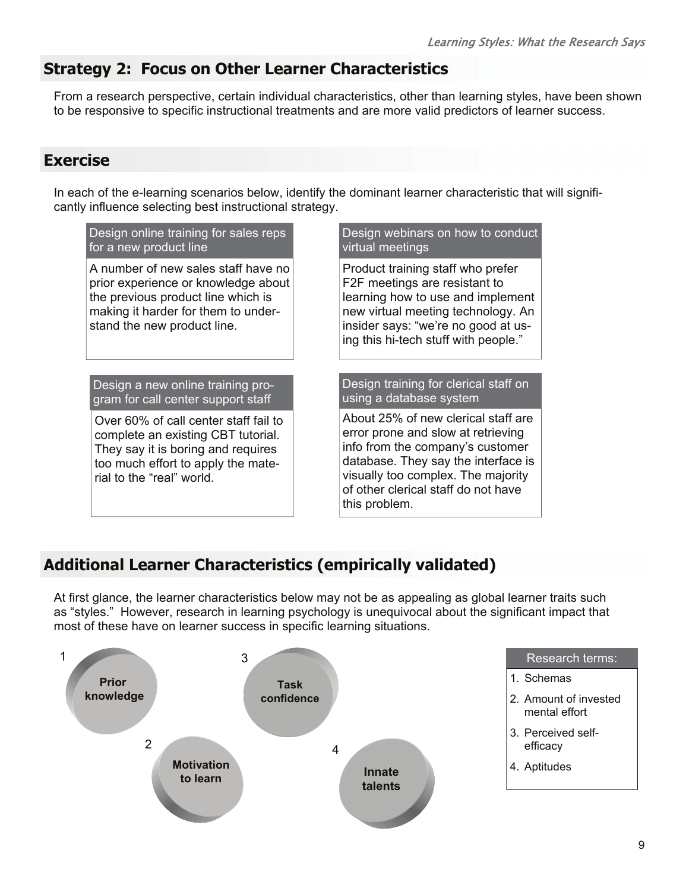## Strategy 2: Focus on Other Learner Characteristics

From a research perspective, certain individual characteristics, other than learning styles, have been shown to be responsive to specific instructional treatments and are more valid predictors of learner success.

## Exercise

In each of the e-learning scenarios below, identify the dominant learner characteristic that will significantly influence selecting best instructional strategy.

**Design online training for sales reps for a new product line**

A number of new sales staff have no prior experience or knowledge about the previous product line which is making it harder for them to understand the new product line.

**Design webinars on how to conduct virtual meetings**

Product training staff who prefer F2F meetings are resistant to learning how to use and implement new virtual meeting technology. An insider says: "we're no good at using this hi-tech stuff with people."

**Design a new online training program for call center support staff**

Over 60% of call center staff fail to complete an existing CBT tutorial. They say it is boring and requires too much effort to apply the material to the "real" world.

**Design training for clerical staff on using a database system**

About 25% of new clerical staff are error prone and slow at retrieving info from the company's customer database. They say the interface is visually too complex. The majority of other clerical staff do not have this problem.

## Additional Learner Characteristics (empirically validated)

At first glance, the learner characteristics below may not be as appealing as global learner traits such as "styles." However, research in learning psychology is unequivocal about the significant impact that most of these have on learner success in specific learning situations.

1. **Prior knowledge**
2. **Motivation to learn**
3. **Task confidence**
4. **Innate talents**

**Research terms:**

1. Schemas
2. Amount of invested mental effort
3. Perceived self-efficacy
4. Aptitudes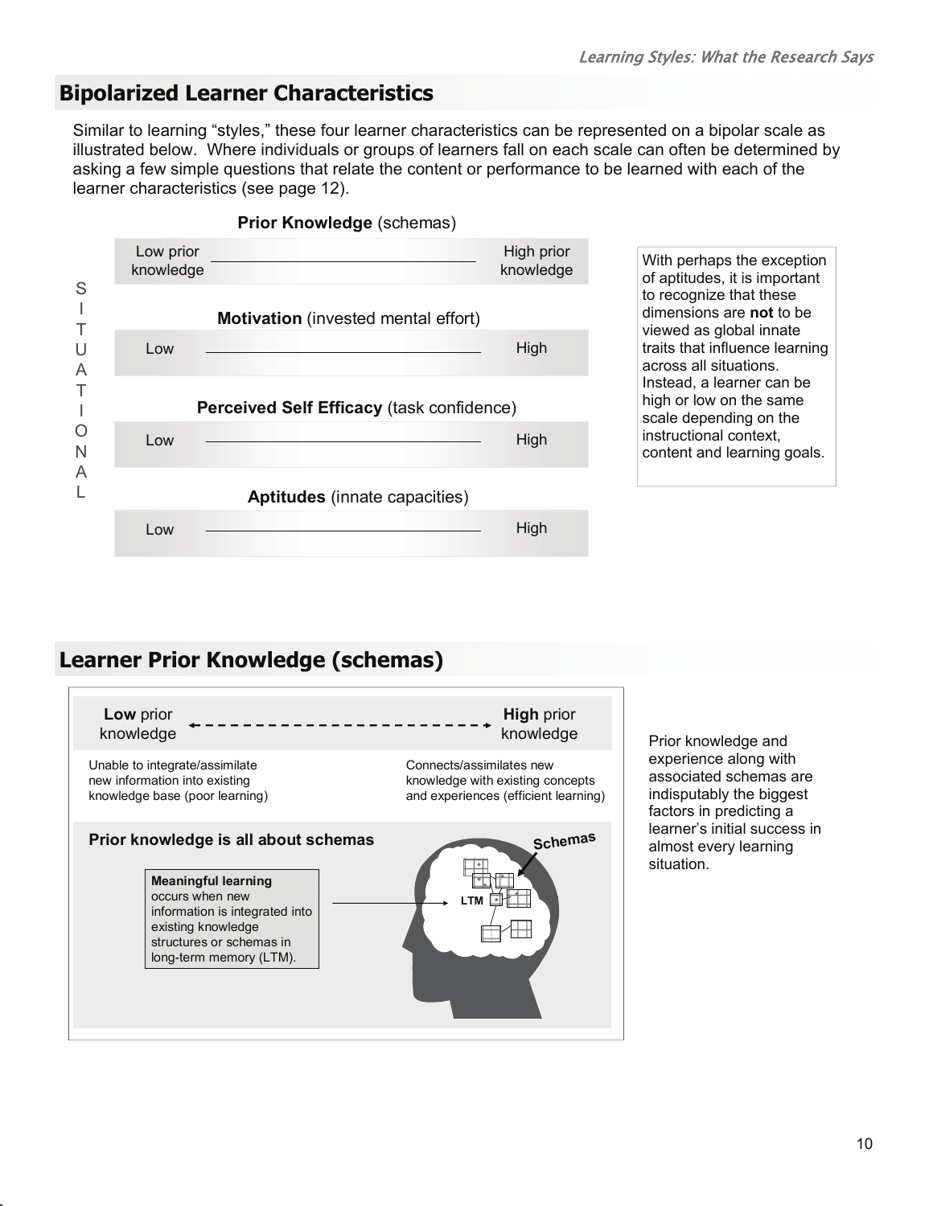## Bipolarized Learner Characteristics

Similar to learning "styles," these four learner characteristics can be represented on a bipolar scale as illustrated below. Where individuals or groups of learners fall on each scale can often be determined by asking a few simple questions that relate the content or performance to be learned with each of the learner characteristics (see page 12).

SITUATIONAL

**Prior Knowledge** (schemas)

Low prior knowledge ——— High prior knowledge

**Motivation** (invested mental effort)

Low ——— High

**Perceived Self Efficacy** (task confidence)

Low ——— High

**Aptitudes** (innate capacities)

Low ——— High

With perhaps the exception of aptitudes, it is important to recognize that these dimensions are **not** to be viewed as global innate traits that influence learning across all situations. Instead, a learner can be high or low on the same scale depending on the instructional context, content and learning goals.

## Learner Prior Knowledge (schemas)

**Low** prior knowledge ← - - - - - → **High** prior knowledge

Unable to integrate/assimilate new information into existing knowledge base (poor learning)

Connects/assimilates new knowledge with existing concepts and experiences (efficient learning)

**Prior knowledge is all about schemas**

**Meaningful learning** occurs when new information is integrated into existing knowledge structures or schemas in long-term memory (LTM).

Schemas

LTM

Prior knowledge and experience along with associated schemas are indisputably the biggest factors in predicting a learner's initial success in almost every learning situation.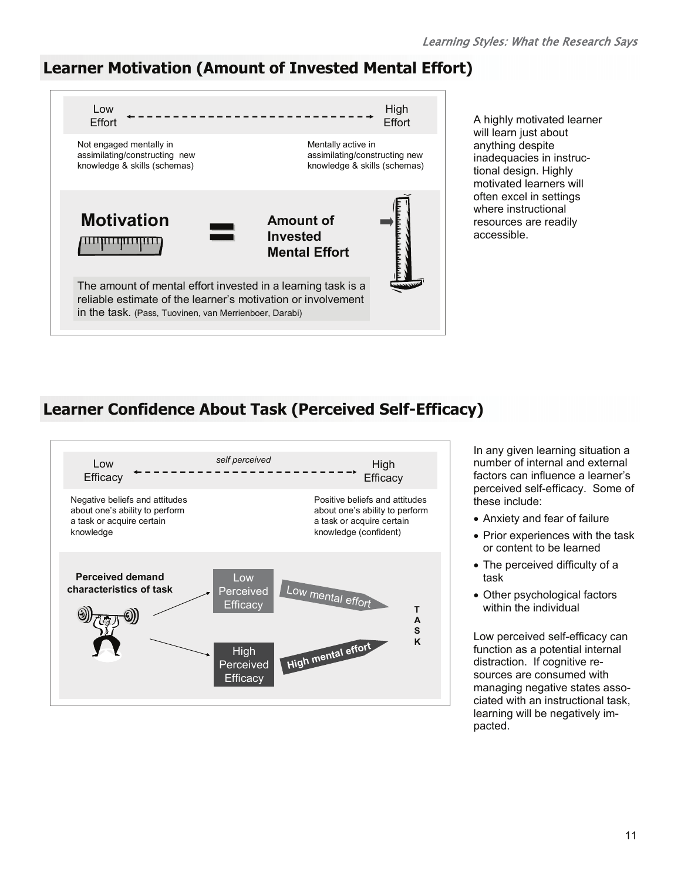## Learner Motivation (Amount of Invested Mental Effort)

Low Effort ← - - - - - - - - - - → High Effort

Not engaged mentally in assimilating/constructing new knowledge & skills (schemas)

Mentally active in assimilating/constructing new knowledge & skills (schemas)

**Motivation** = **Amount of Invested Mental Effort**

The amount of mental effort invested in a learning task is a reliable estimate of the learner's motivation or involvement in the task. (Pass, Tuovinen, van Merrienboer, Darabi)

A highly motivated learner will learn just about anything despite inadequacies in instructional design. Highly motivated learners will often excel in settings where instructional resources are readily accessible.

## Learner Confidence About Task (Perceived Self-Efficacy)

Low Efficacy ← - - - *self perceived* - - - → High Efficacy

Negative beliefs and attitudes about one's ability to perform a task or acquire certain knowledge

Positive beliefs and attitudes about one's ability to perform a task or acquire certain knowledge (confident)

**Perceived demand characteristics of task**

Low Perceived Efficacy → Low mental effort → TASK

High Perceived Efficacy → High mental effort → TASK

In any given learning situation a number of internal and external factors can influence a learner's perceived self-efficacy. Some of these include:

- Anxiety and fear of failure
- Prior experiences with the task or content to be learned
- The perceived difficulty of a task
- Other psychological factors within the individual

Low perceived self-efficacy can function as a potential internal distraction. If cognitive resources are consumed with managing negative states associated with an instructional task, learning will be negatively impacted.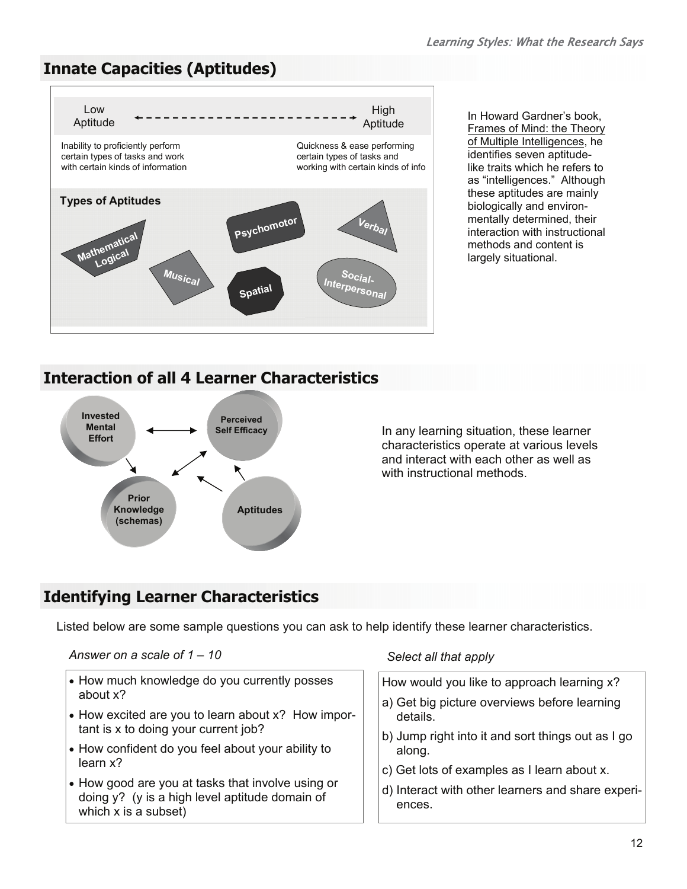## Innate Capacities (Aptitudes)

Low Aptitude ← - - - - - - - - - - → High Aptitude

Inability to proficiently perform certain types of tasks and work with certain kinds of information

Quickness & ease performing certain types of tasks and working with certain kinds of info

**Types of Aptitudes**

Mathematical Logical, Musical, Spatial, Psychomotor, Verbal, Social-Interpersonal

In Howard Gardner's book, Frames of Mind: the Theory of Multiple Intelligences, he identifies seven aptitude-like traits which he refers to as "intelligences." Although these aptitudes are mainly biologically and environmentally determined, their interaction with instructional methods and content is largely situational.

## Interaction of all 4 Learner Characteristics

Invested Mental Effort, Perceived Self Efficacy, Prior Knowledge (schemas), Aptitudes

In any learning situation, these learner characteristics operate at various levels and interact with each other as well as with instructional methods.

## Identifying Learner Characteristics

Listed below are some sample questions you can ask to help identify these learner characteristics.

*Answer on a scale of 1 – 10*

- How much knowledge do you currently posses about x?
- How excited are you to learn about x? How important is x to doing your current job?
- How confident do you feel about your ability to learn x?
- How good are you at tasks that involve using or doing y? (y is a high level aptitude domain of which x is a subset)

*Select all that apply*

How would you like to approach learning x?

a) Get big picture overviews before learning details.

b) Jump right into it and sort things out as I go along.

c) Get lots of examples as I learn about x.

d) Interact with other learners and share experiences.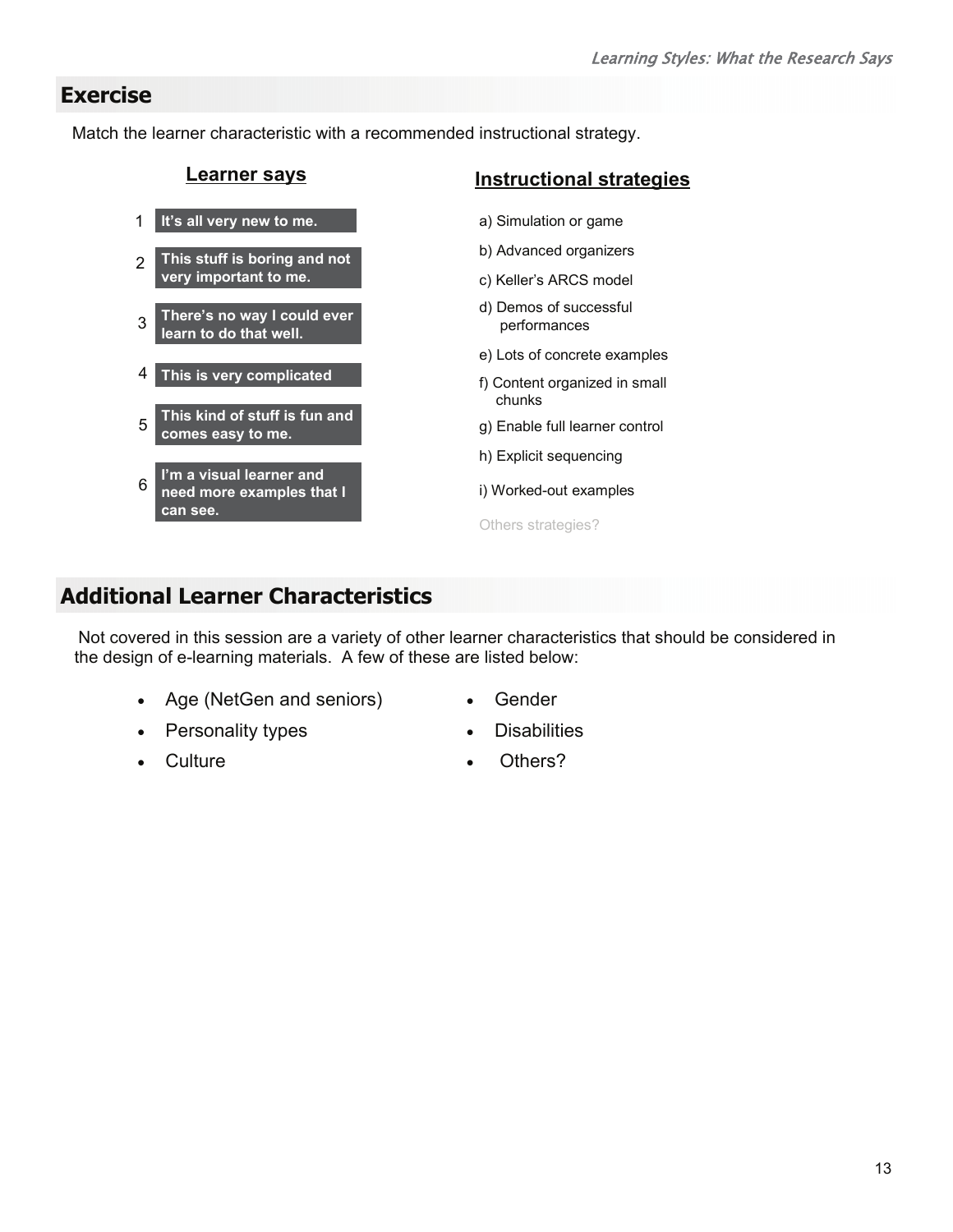## Exercise

Match the learner characteristic with a recommended instructional strategy.

### Learner says

1. **It's all very new to me.**
2. **This stuff is boring and not very important to me.**
3. **There's no way I could ever learn to do that well.**
4. **This is very complicated**
5. **This kind of stuff is fun and comes easy to me.**
6. **I'm a visual learner and need more examples that I can see.**

### Instructional strategies

a) Simulation or game

b) Advanced organizers

c) Keller's ARCS model

d) Demos of successful performances

e) Lots of concrete examples

f) Content organized in small chunks

g) Enable full learner control

h) Explicit sequencing

i) Worked-out examples

Others strategies?

## Additional Learner Characteristics

Not covered in this session are a variety of other learner characteristics that should be considered in the design of e-learning materials. A few of these are listed below:

- Age (NetGen and seniors)
- Personality types
- Culture
- Gender
- Disabilities
- Others?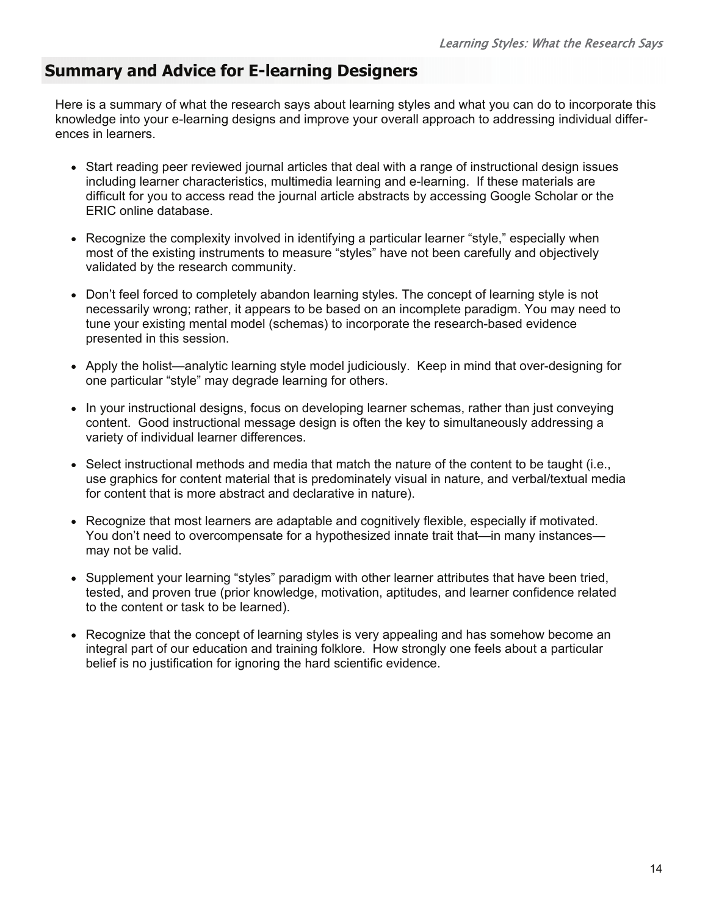## Summary and Advice for E-learning Designers

Here is a summary of what the research says about learning styles and what you can do to incorporate this knowledge into your e-learning designs and improve your overall approach to addressing individual differences in learners.

- Start reading peer reviewed journal articles that deal with a range of instructional design issues including learner characteristics, multimedia learning and e-learning. If these materials are difficult for you to access read the journal article abstracts by accessing Google Scholar or the ERIC online database.
- Recognize the complexity involved in identifying a particular learner "style," especially when most of the existing instruments to measure "styles" have not been carefully and objectively validated by the research community.
- Don't feel forced to completely abandon learning styles. The concept of learning style is not necessarily wrong; rather, it appears to be based on an incomplete paradigm. You may need to tune your existing mental model (schemas) to incorporate the research-based evidence presented in this session.
- Apply the holist—analytic learning style model judiciously. Keep in mind that over-designing for one particular "style" may degrade learning for others.
- In your instructional designs, focus on developing learner schemas, rather than just conveying content. Good instructional message design is often the key to simultaneously addressing a variety of individual learner differences.
- Select instructional methods and media that match the nature of the content to be taught (i.e., use graphics for content material that is predominately visual in nature, and verbal/textual media for content that is more abstract and declarative in nature).
- Recognize that most learners are adaptable and cognitively flexible, especially if motivated. You don't need to overcompensate for a hypothesized innate trait that—in many instances—may not be valid.
- Supplement your learning "styles" paradigm with other learner attributes that have been tried, tested, and proven true (prior knowledge, motivation, aptitudes, and learner confidence related to the content or task to be learned).
- Recognize that the concept of learning styles is very appealing and has somehow become an integral part of our education and training folklore. How strongly one feels about a particular belief is no justification for ignoring the hard scientific evidence.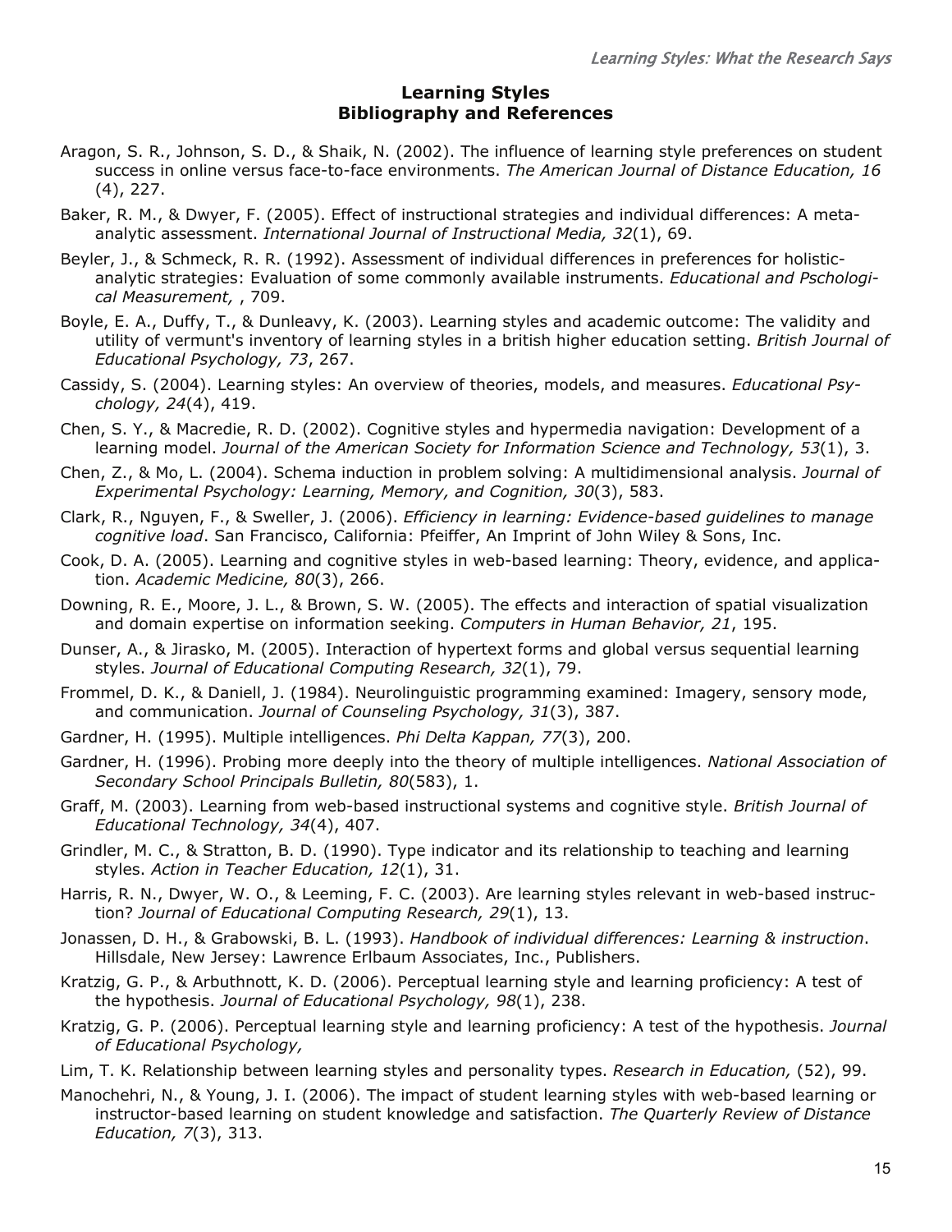# Learning Styles
## Bibliography and References

Aragon, S. R., Johnson, S. D., & Shaik, N. (2002). The influence of learning style preferences on student success in online versus face-to-face environments. *The American Journal of Distance Education, 16* (4), 227.

Baker, R. M., & Dwyer, F. (2005). Effect of instructional strategies and individual differences: A meta-analytic assessment. *International Journal of Instructional Media, 32*(1), 69.

Beyler, J., & Schmeck, R. R. (1992). Assessment of individual differences in preferences for holistic-analytic strategies: Evaluation of some commonly available instruments. *Educational and Pschological Measurement,* , 709.

Boyle, E. A., Duffy, T., & Dunleavy, K. (2003). Learning styles and academic outcome: The validity and utility of vermunt's inventory of learning styles in a british higher education setting. *British Journal of Educational Psychology, 73*, 267.

Cassidy, S. (2004). Learning styles: An overview of theories, models, and measures. *Educational Psychology, 24*(4), 419.

Chen, S. Y., & Macredie, R. D. (2002). Cognitive styles and hypermedia navigation: Development of a learning model. *Journal of the American Society for Information Science and Technology, 53*(1), 3.

Chen, Z., & Mo, L. (2004). Schema induction in problem solving: A multidimensional analysis. *Journal of Experimental Psychology: Learning, Memory, and Cognition, 30*(3), 583.

Clark, R., Nguyen, F., & Sweller, J. (2006). *Efficiency in learning: Evidence-based guidelines to manage cognitive load*. San Francisco, California: Pfeiffer, An Imprint of John Wiley & Sons, Inc.

Cook, D. A. (2005). Learning and cognitive styles in web-based learning: Theory, evidence, and application. *Academic Medicine, 80*(3), 266.

Downing, R. E., Moore, J. L., & Brown, S. W. (2005). The effects and interaction of spatial visualization and domain expertise on information seeking. *Computers in Human Behavior, 21*, 195.

Dunser, A., & Jirasko, M. (2005). Interaction of hypertext forms and global versus sequential learning styles. *Journal of Educational Computing Research, 32*(1), 79.

Frommel, D. K., & Daniell, J. (1984). Neurolinguistic programming examined: Imagery, sensory mode, and communication. *Journal of Counseling Psychology, 31*(3), 387.

Gardner, H. (1995). Multiple intelligences. *Phi Delta Kappan, 77*(3), 200.

Gardner, H. (1996). Probing more deeply into the theory of multiple intelligences. *National Association of Secondary School Principals Bulletin, 80*(583), 1.

Graff, M. (2003). Learning from web-based instructional systems and cognitive style. *British Journal of Educational Technology, 34*(4), 407.

Grindler, M. C., & Stratton, B. D. (1990). Type indicator and its relationship to teaching and learning styles. *Action in Teacher Education, 12*(1), 31.

Harris, R. N., Dwyer, W. O., & Leeming, F. C. (2003). Are learning styles relevant in web-based instruction? *Journal of Educational Computing Research, 29*(1), 13.

Jonassen, D. H., & Grabowski, B. L. (1993). *Handbook of individual differences: Learning & instruction*. Hillsdale, New Jersey: Lawrence Erlbaum Associates, Inc., Publishers.

Kratzig, G. P., & Arbuthnott, K. D. (2006). Perceptual learning style and learning proficiency: A test of the hypothesis. *Journal of Educational Psychology, 98*(1), 238.

Kratzig, G. P. (2006). Perceptual learning style and learning proficiency: A test of the hypothesis. *Journal of Educational Psychology,*

Lim, T. K. Relationship between learning styles and personality types. *Research in Education,* (52), 99.

Manochehri, N., & Young, J. I. (2006). The impact of student learning styles with web-based learning or instructor-based learning on student knowledge and satisfaction. *The Quarterly Review of Distance Education, 7*(3), 313.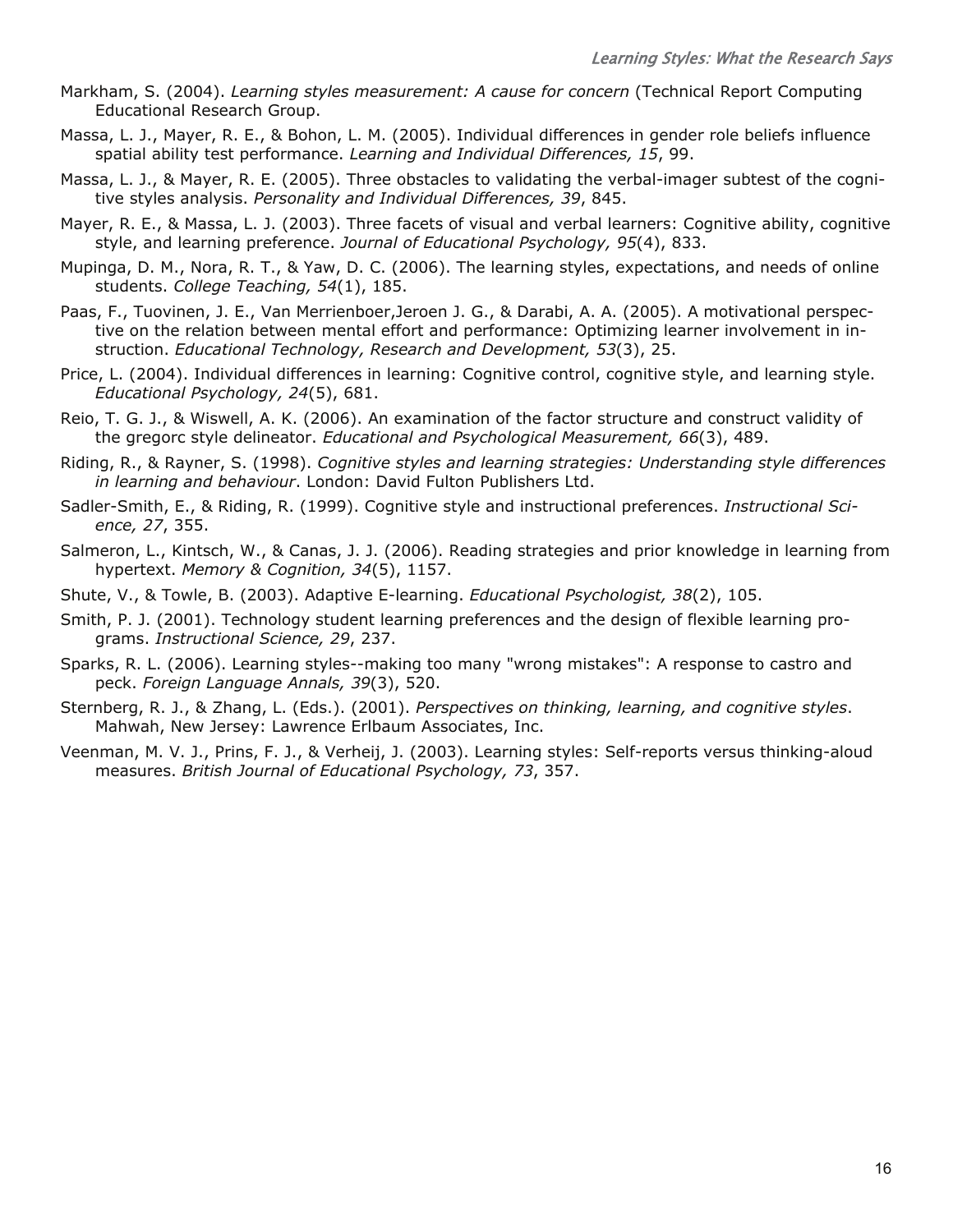Markham, S. (2004). *Learning styles measurement: A cause for concern* (Technical Report Computing Educational Research Group.

Massa, L. J., Mayer, R. E., & Bohon, L. M. (2005). Individual differences in gender role beliefs influence spatial ability test performance. *Learning and Individual Differences, 15*, 99.

Massa, L. J., & Mayer, R. E. (2005). Three obstacles to validating the verbal-imager subtest of the cognitive styles analysis. *Personality and Individual Differences, 39*, 845.

Mayer, R. E., & Massa, L. J. (2003). Three facets of visual and verbal learners: Cognitive ability, cognitive style, and learning preference. *Journal of Educational Psychology, 95*(4), 833.

Mupinga, D. M., Nora, R. T., & Yaw, D. C. (2006). The learning styles, expectations, and needs of online students. *College Teaching, 54*(1), 185.

Paas, F., Tuovinen, J. E., Van Merrienboer,Jeroen J. G., & Darabi, A. A. (2005). A motivational perspective on the relation between mental effort and performance: Optimizing learner involvement in instruction. *Educational Technology, Research and Development, 53*(3), 25.

Price, L. (2004). Individual differences in learning: Cognitive control, cognitive style, and learning style. *Educational Psychology, 24*(5), 681.

Reio, T. G. J., & Wiswell, A. K. (2006). An examination of the factor structure and construct validity of the gregorc style delineator. *Educational and Psychological Measurement, 66*(3), 489.

Riding, R., & Rayner, S. (1998). *Cognitive styles and learning strategies: Understanding style differences in learning and behaviour*. London: David Fulton Publishers Ltd.

Sadler-Smith, E., & Riding, R. (1999). Cognitive style and instructional preferences. *Instructional Science, 27*, 355.

Salmeron, L., Kintsch, W., & Canas, J. J. (2006). Reading strategies and prior knowledge in learning from hypertext. *Memory & Cognition, 34*(5), 1157.

Shute, V., & Towle, B. (2003). Adaptive E-learning. *Educational Psychologist, 38*(2), 105.

Smith, P. J. (2001). Technology student learning preferences and the design of flexible learning programs. *Instructional Science, 29*, 237.

Sparks, R. L. (2006). Learning styles--making too many "wrong mistakes": A response to castro and peck. *Foreign Language Annals, 39*(3), 520.

Sternberg, R. J., & Zhang, L. (Eds.). (2001). *Perspectives on thinking, learning, and cognitive styles*. Mahwah, New Jersey: Lawrence Erlbaum Associates, Inc.

Veenman, M. V. J., Prins, F. J., & Verheij, J. (2003). Learning styles: Self-reports versus thinking-aloud measures. *British Journal of Educational Psychology, 73*, 357.